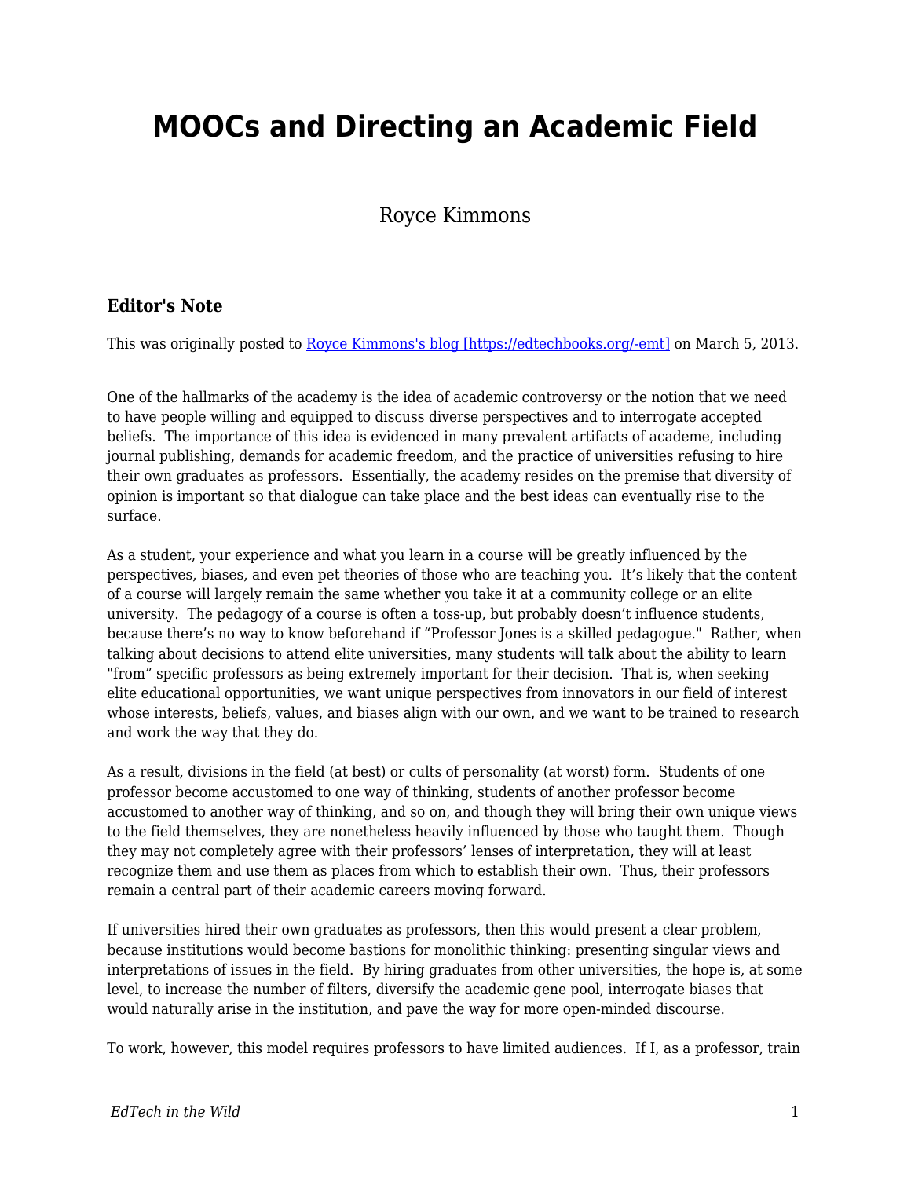# MOOCs and Directing an Academic Field

Royce Kimmons

### Editor's Note

This was originally posted to [Royce Kimmons's blog [https://edtechbooks.org/-emt]](https://edtechbooks.org/-emt) on March 5, 2013.

One of the hallmarks of the academy is the idea of academic controversy or the notion that we need to have people willing and equipped to discuss diverse perspectives and to interrogate accepted beliefs. The importance of this idea is evidenced in many prevalent artifacts of academe, including journal publishing, demands for academic freedom, and the practice of universities refusing to hire their own graduates as professors. Essentially, the academy resides on the premise that diversity of opinion is important so that dialogue can take place and the best ideas can eventually rise to the surface.

As a student, your experience and what you learn in a course will be greatly influenced by the perspectives, biases, and even pet theories of those who are teaching you. It's likely that the content of a course will largely remain the same whether you take it at a community college or an elite university. The pedagogy of a course is often a toss-up, but probably doesn't influence students, because there's no way to know beforehand if "Professor Jones is a skilled pedagogue." Rather, when talking about decisions to attend elite universities, many students will talk about the ability to learn "from" specific professors as being extremely important for their decision. That is, when seeking elite educational opportunities, we want unique perspectives from innovators in our field of interest whose interests, beliefs, values, and biases align with our own, and we want to be trained to research and work the way that they do.

As a result, divisions in the field (at best) or cults of personality (at worst) form. Students of one professor become accustomed to one way of thinking, students of another professor become accustomed to another way of thinking, and so on, and though they will bring their own unique views to the field themselves, they are nonetheless heavily influenced by those who taught them. Though they may not completely agree with their professors' lenses of interpretation, they will at least recognize them and use them as places from which to establish their own. Thus, their professors remain a central part of their academic careers moving forward.

If universities hired their own graduates as professors, then this would present a clear problem, because institutions would become bastions for monolithic thinking: presenting singular views and interpretations of issues in the field. By hiring graduates from other universities, the hope is, at some level, to increase the number of filters, diversify the academic gene pool, interrogate biases that would naturally arise in the institution, and pave the way for more open-minded discourse.

To work, however, this model requires professors to have limited audiences. If I, as a professor, train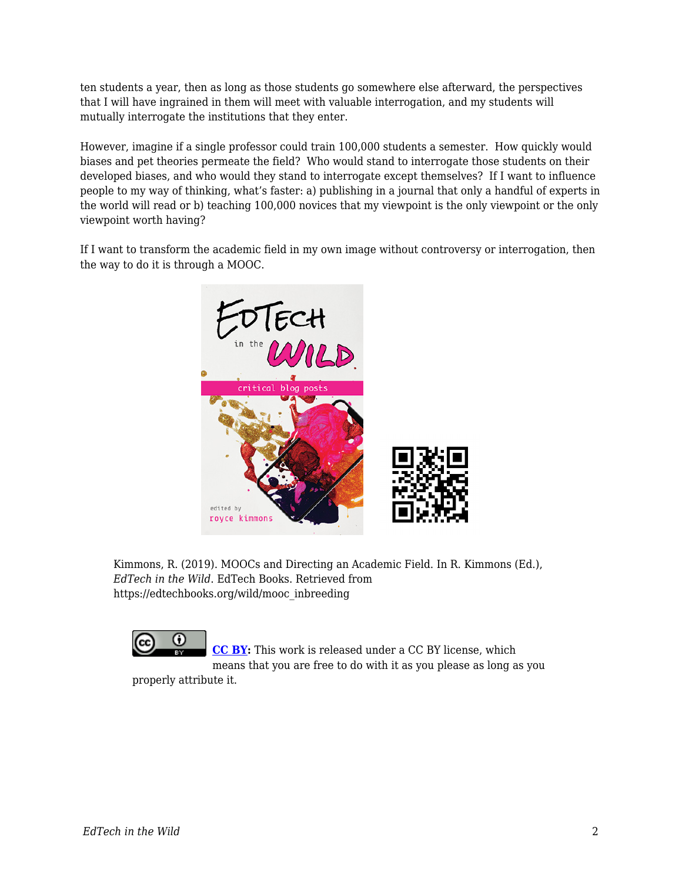ten students a year, then as long as those students go somewhere else afterward, the perspectives that I will have ingrained in them will meet with valuable interrogation, and my students will mutually interrogate the institutions that they enter.

However, imagine if a single professor could train 100,000 students a semester. How quickly would biases and pet theories permeate the field? Who would stand to interrogate those students on their developed biases, and who would they stand to interrogate except themselves? If I want to influence people to my way of thinking, what's faster: a) publishing in a journal that only a handful of experts in the world will read or b) teaching 100,000 novices that my viewpoint is the only viewpoint or the only viewpoint worth having?

If I want to transform the academic field in my own image without controversy or interrogation, then the way to do it is through a MOOC.

Kimmons, R. (2019). MOOCs and Directing an Academic Field. In R. Kimmons (Ed.), *EdTech in the Wild*. EdTech Books. Retrieved from https://edtechbooks.org/wild/mooc_inbreeding

**CC BY:** This work is released under a CC BY license, which means that you are free to do with it as you please as long as you properly attribute it.